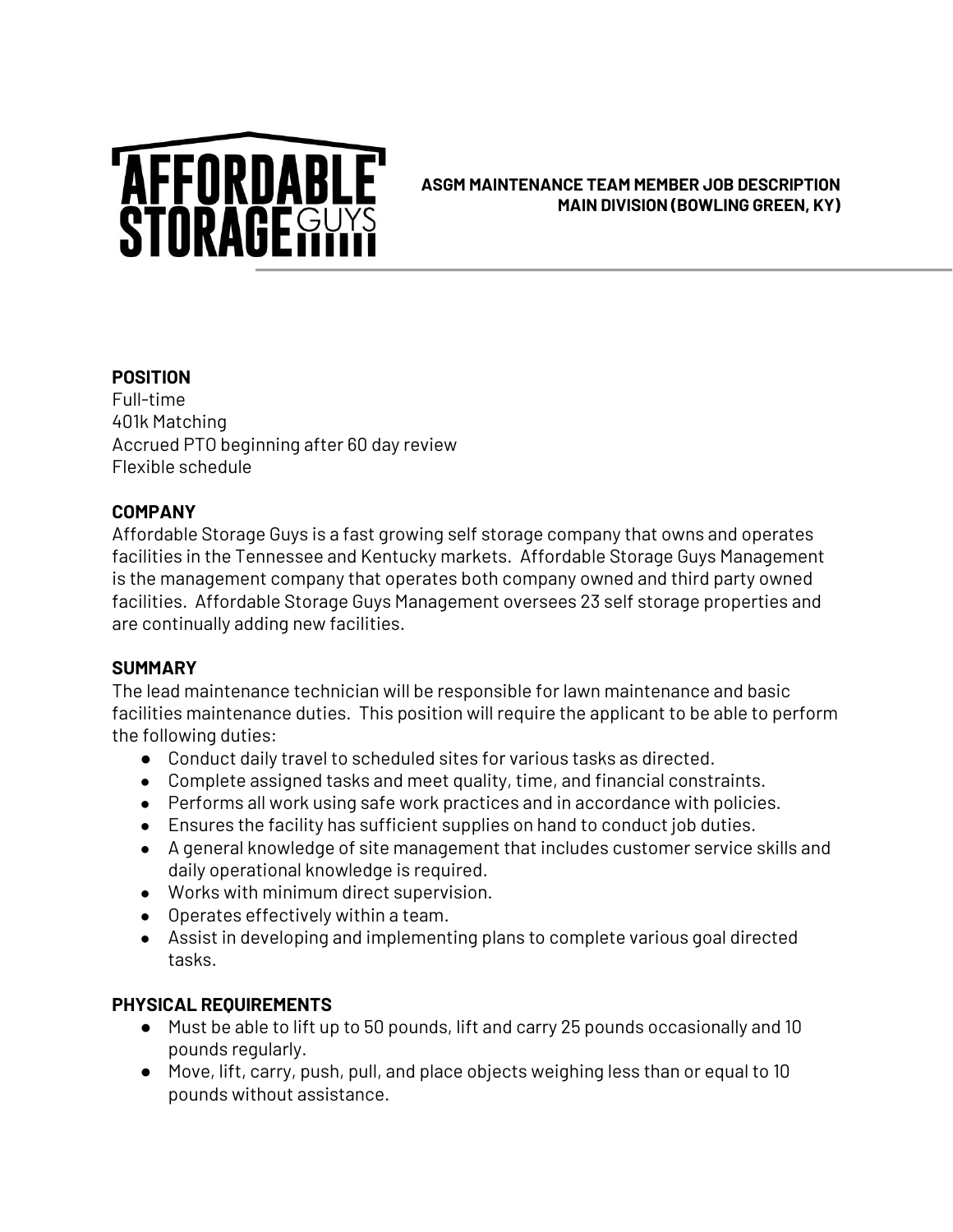**ASGM MAINTENANCE TEAM MEMBER JOB DESCRIPTION**
**MAIN DIVISION (BOWLING GREEN, KY)**

## POSITION

Full-time
401k Matching
Accrued PTO beginning after 60 day review
Flexible schedule

## COMPANY

Affordable Storage Guys is a fast growing self storage company that owns and operates facilities in the Tennessee and Kentucky markets. Affordable Storage Guys Management is the management company that operates both company owned and third party owned facilities. Affordable Storage Guys Management oversees 23 self storage properties and are continually adding new facilities.

## SUMMARY

The lead maintenance technician will be responsible for lawn maintenance and basic facilities maintenance duties. This position will require the applicant to be able to perform the following duties:

- Conduct daily travel to scheduled sites for various tasks as directed.
- Complete assigned tasks and meet quality, time, and financial constraints.
- Performs all work using safe work practices and in accordance with policies.
- Ensures the facility has sufficient supplies on hand to conduct job duties.
- A general knowledge of site management that includes customer service skills and daily operational knowledge is required.
- Works with minimum direct supervision.
- Operates effectively within a team.
- Assist in developing and implementing plans to complete various goal directed tasks.

## PHYSICAL REQUIREMENTS

- Must be able to lift up to 50 pounds, lift and carry 25 pounds occasionally and 10 pounds regularly.
- Move, lift, carry, push, pull, and place objects weighing less than or equal to 10 pounds without assistance.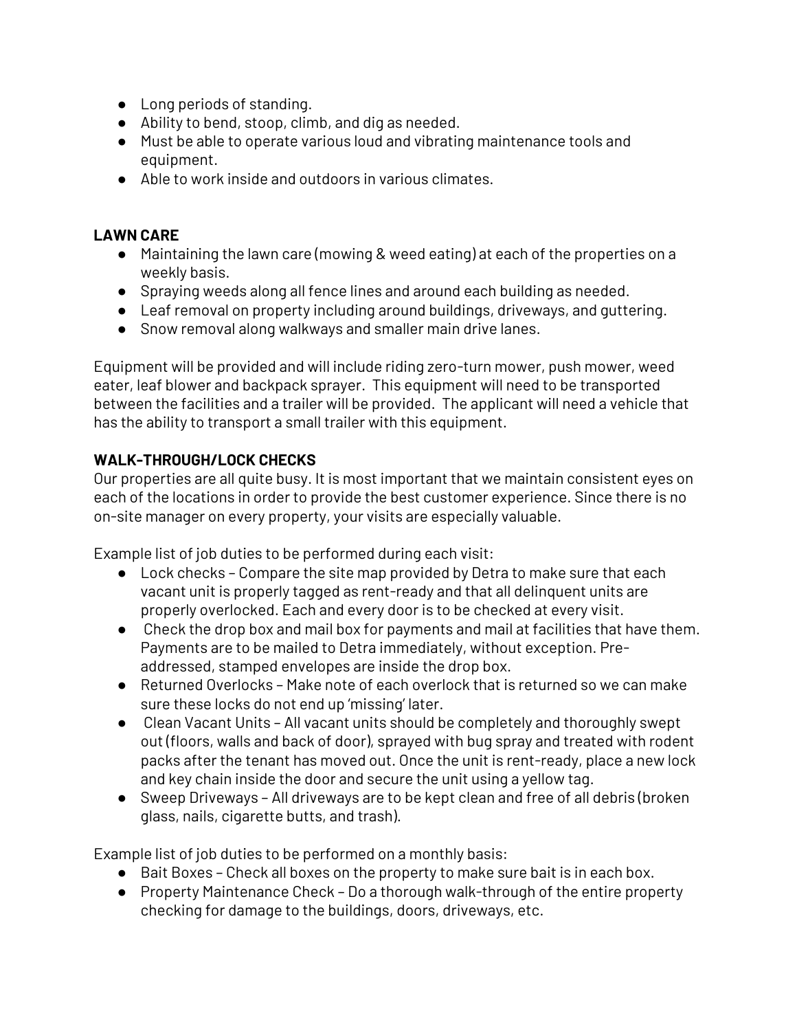- Long periods of standing.
- Ability to bend, stoop, climb, and dig as needed.
- Must be able to operate various loud and vibrating maintenance tools and equipment.
- Able to work inside and outdoors in various climates.

**LAWN CARE**

- Maintaining the lawn care (mowing & weed eating) at each of the properties on a weekly basis.
- Spraying weeds along all fence lines and around each building as needed.
- Leaf removal on property including around buildings, driveways, and guttering.
- Snow removal along walkways and smaller main drive lanes.

Equipment will be provided and will include riding zero-turn mower, push mower, weed eater, leaf blower and backpack sprayer. This equipment will need to be transported between the facilities and a trailer will be provided. The applicant will need a vehicle that has the ability to transport a small trailer with this equipment.

**WALK-THROUGH/LOCK CHECKS**

Our properties are all quite busy. It is most important that we maintain consistent eyes on each of the locations in order to provide the best customer experience. Since there is no on-site manager on every property, your visits are especially valuable.

Example list of job duties to be performed during each visit:

- Lock checks – Compare the site map provided by Detra to make sure that each vacant unit is properly tagged as rent-ready and that all delinquent units are properly overlocked. Each and every door is to be checked at every visit.
- Check the drop box and mail box for payments and mail at facilities that have them. Payments are to be mailed to Detra immediately, without exception. Pre-addressed, stamped envelopes are inside the drop box.
- Returned Overlocks – Make note of each overlock that is returned so we can make sure these locks do not end up 'missing' later.
- Clean Vacant Units – All vacant units should be completely and thoroughly swept out (floors, walls and back of door), sprayed with bug spray and treated with rodent packs after the tenant has moved out. Once the unit is rent-ready, place a new lock and key chain inside the door and secure the unit using a yellow tag.
- Sweep Driveways – All driveways are to be kept clean and free of all debris (broken glass, nails, cigarette butts, and trash).

Example list of job duties to be performed on a monthly basis:

- Bait Boxes – Check all boxes on the property to make sure bait is in each box.
- Property Maintenance Check – Do a thorough walk-through of the entire property checking for damage to the buildings, doors, driveways, etc.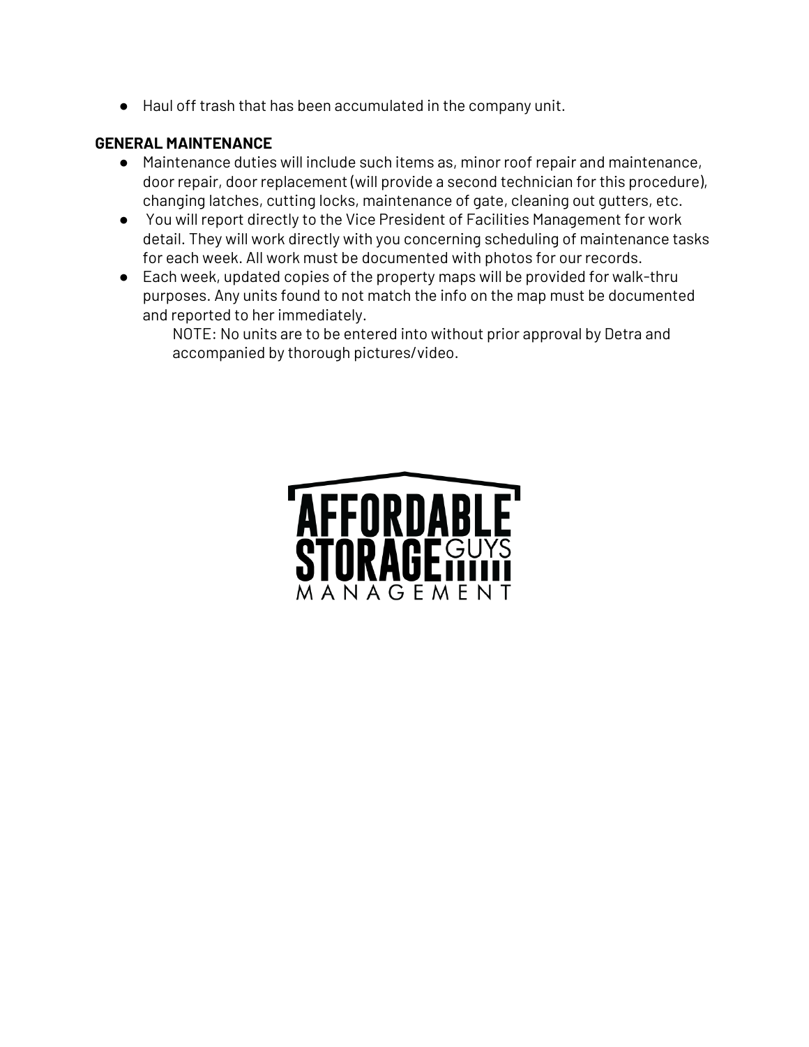- Haul off trash that has been accumulated in the company unit.

**GENERAL MAINTENANCE**

- Maintenance duties will include such items as, minor roof repair and maintenance, door repair, door replacement (will provide a second technician for this procedure), changing latches, cutting locks, maintenance of gate, cleaning out gutters, etc.
- You will report directly to the Vice President of Facilities Management for work detail. They will work directly with you concerning scheduling of maintenance tasks for each week. All work must be documented with photos for our records.
- Each week, updated copies of the property maps will be provided for walk-thru purposes. Any units found to not match the info on the map must be documented and reported to her immediately.

  NOTE: No units are to be entered into without prior approval by Detra and accompanied by thorough pictures/video.

AFFORDABLE STORAGE GUYS MANAGEMENT